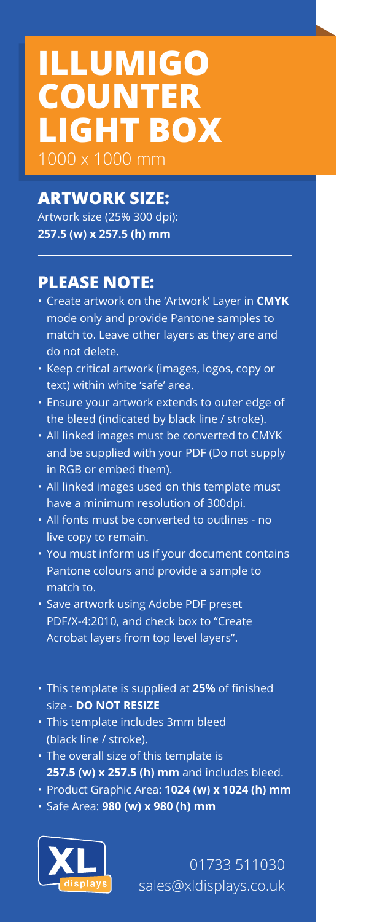# ILLUMIGO COUNTER LIGHT BOX

1000 x 1000 mm

## ARTWORK SIZE:

Artwork size (25% 300 dpi):
**257.5 (w) x 257.5 (h) mm**

## PLEASE NOTE:

- Create artwork on the 'Artwork' Layer in **CMYK** mode only and provide Pantone samples to match to. Leave other layers as they are and do not delete.
- Keep critical artwork (images, logos, copy or text) within white 'safe' area.
- Ensure your artwork extends to outer edge of the bleed (indicated by black line / stroke).
- All linked images must be converted to CMYK and be supplied with your PDF (Do not supply in RGB or embed them).
- All linked images used on this template must have a minimum resolution of 300dpi.
- All fonts must be converted to outlines - no live copy to remain.
- You must inform us if your document contains Pantone colours and provide a sample to match to.
- Save artwork using Adobe PDF preset PDF/X-4:2010, and check box to "Create Acrobat layers from top level layers".

---

- This template is supplied at **25%** of finished size - **DO NOT RESIZE**
- This template includes 3mm bleed (black line / stroke).
- The overall size of this template is **257.5 (w) x 257.5 (h) mm** and includes bleed.
- Product Graphic Area: **1024 (w) x 1024 (h) mm**
- Safe Area: **980 (w) x 980 (h) mm**

XL displays

01733 511030
sales@xldisplays.co.uk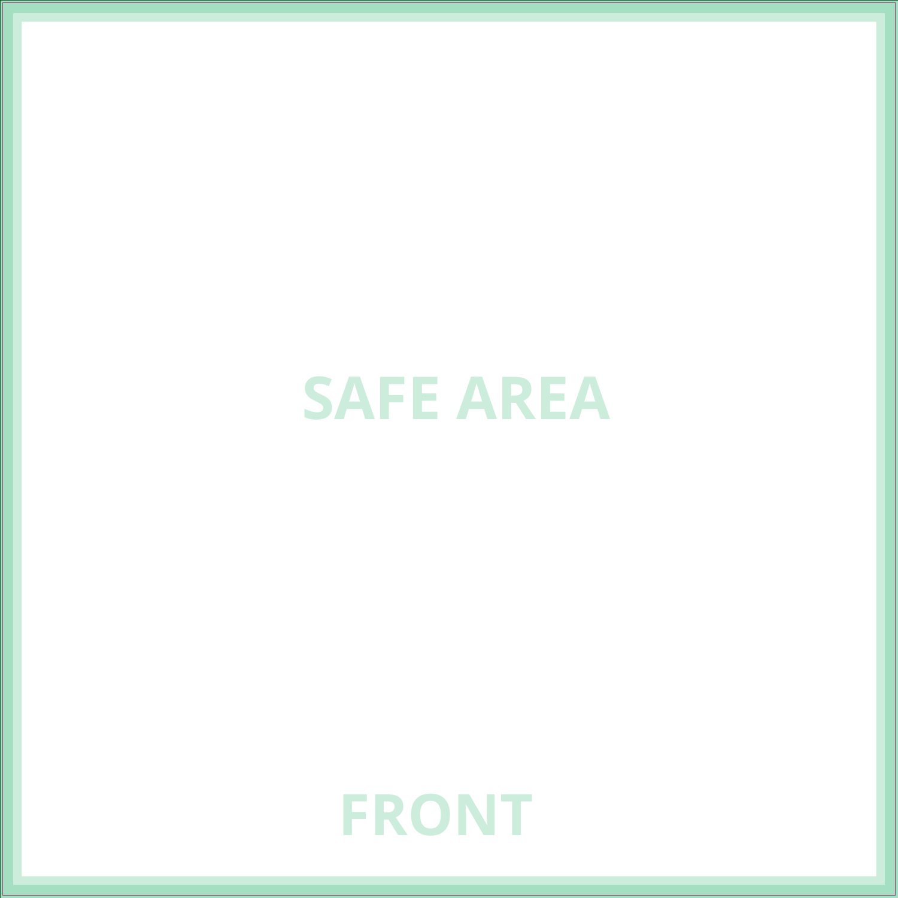SAFE AREA

FRONT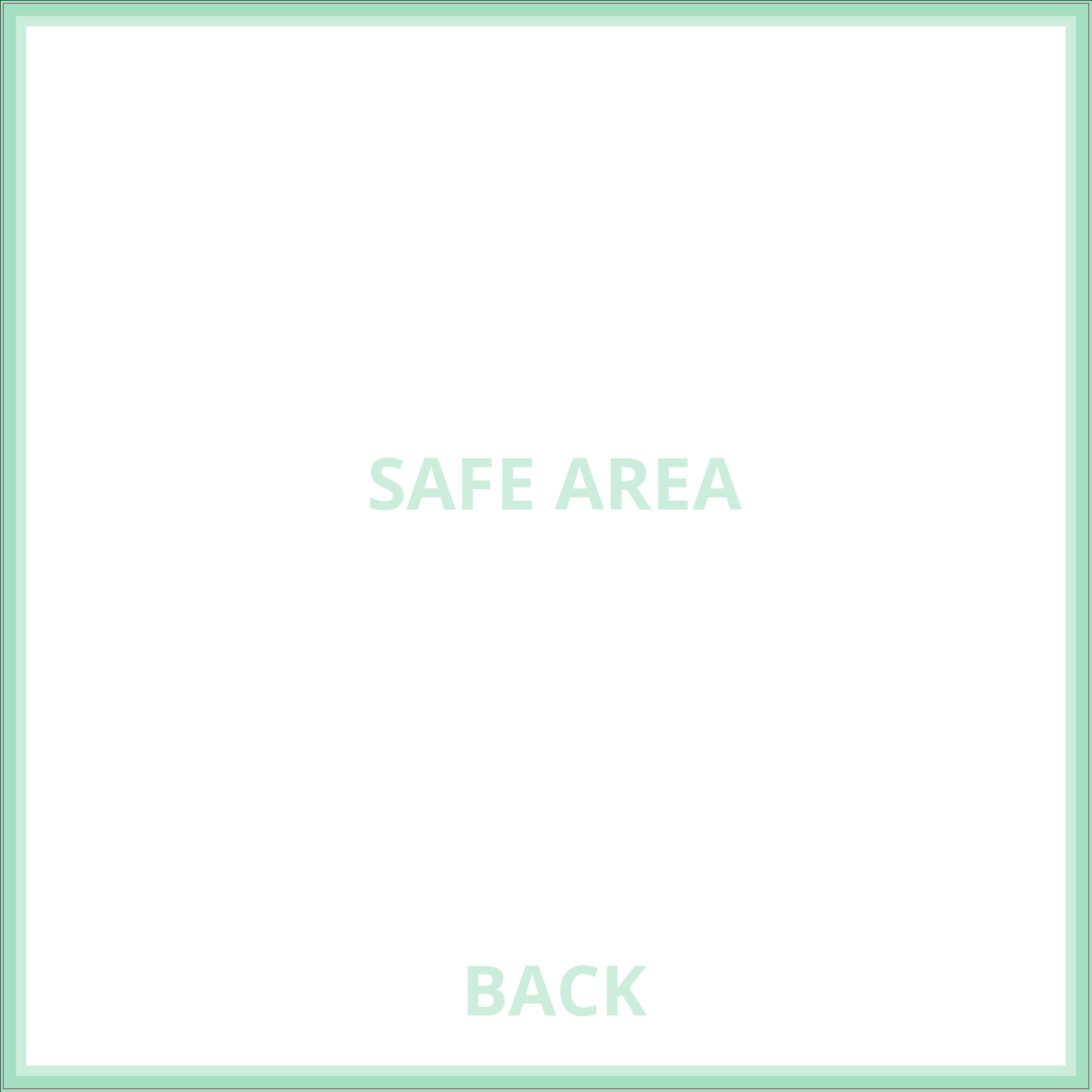SAFE AREA

BACK